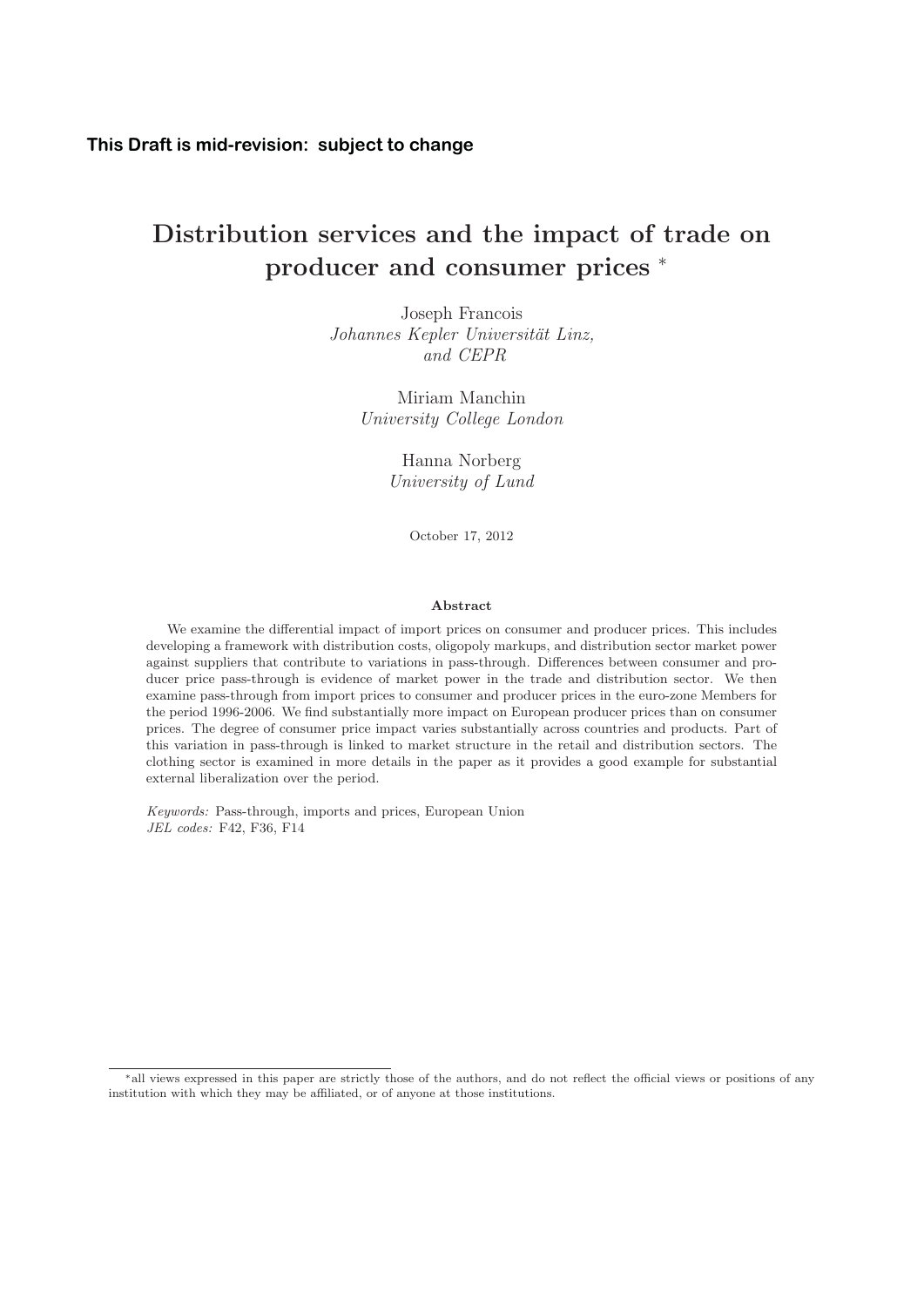**This Draft is mid-revision: subject to change**

# Distribution services and the impact of trade on producer and consumer prices *

Joseph Francois
*Johannes Kepler Universität Linz,*
*and CEPR*

Miriam Manchin
*University College London*

Hanna Norberg
*University of Lund*

October 17, 2012

### Abstract

We examine the differential impact of import prices on consumer and producer prices. This includes developing a framework with distribution costs, oligopoly markups, and distribution sector market power against suppliers that contribute to variations in pass-through. Differences between consumer and producer price pass-through is evidence of market power in the trade and distribution sector. We then examine pass-through from import prices to consumer and producer prices in the euro-zone Members for the period 1996-2006. We find substantially more impact on European producer prices than on consumer prices. The degree of consumer price impact varies substantially across countries and products. Part of this variation in pass-through is linked to market structure in the retail and distribution sectors. The clothing sector is examined in more details in the paper as it provides a good example for substantial external liberalization over the period.

*Keywords:* Pass-through, imports and prices, European Union
*JEL codes:* F42, F36, F14

---

*all views expressed in this paper are strictly those of the authors, and do not reflect the official views or positions of any institution with which they may be affiliated, or of anyone at those institutions.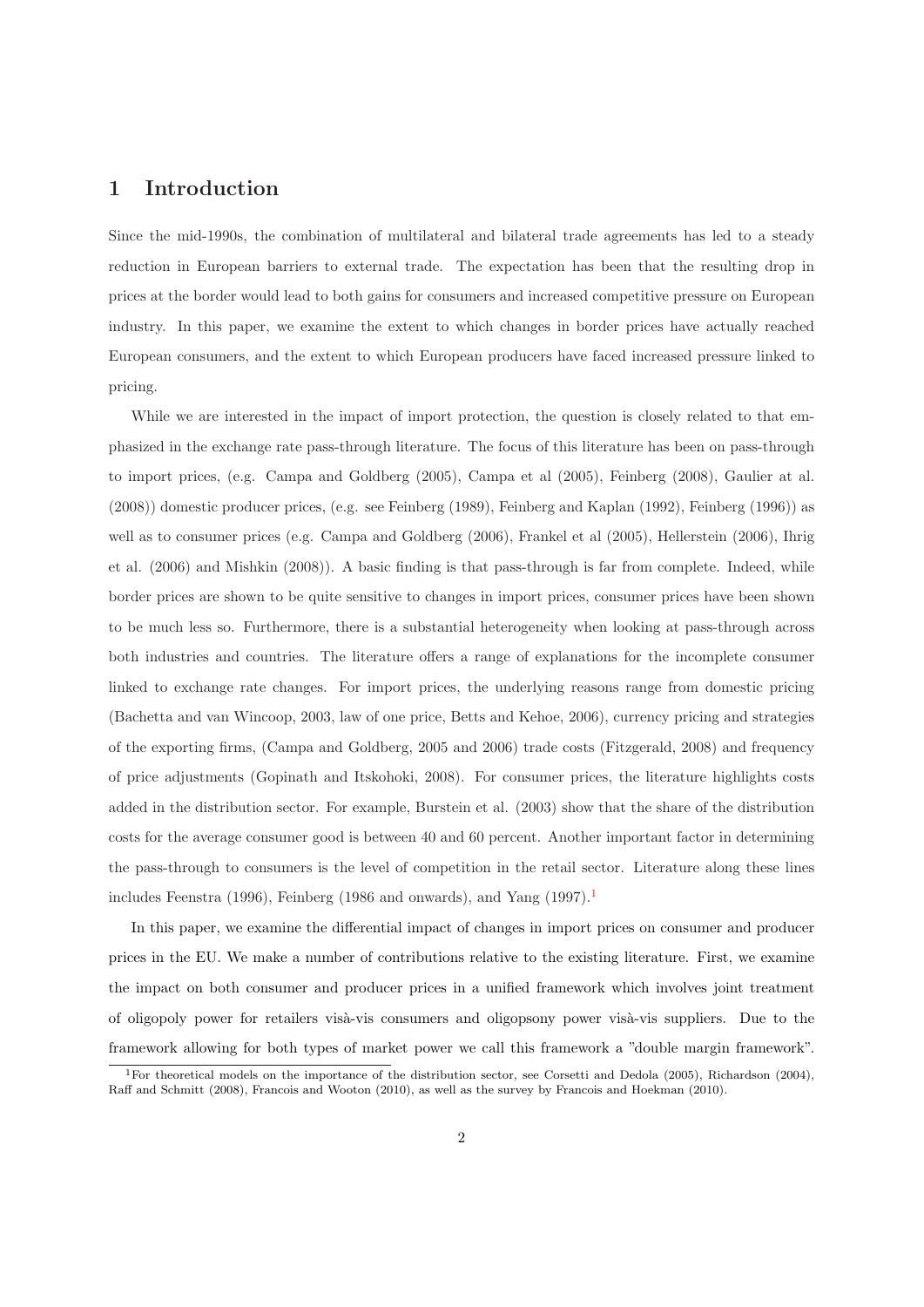# 1 Introduction

Since the mid-1990s, the combination of multilateral and bilateral trade agreements has led to a steady reduction in European barriers to external trade. The expectation has been that the resulting drop in prices at the border would lead to both gains for consumers and increased competitive pressure on European industry. In this paper, we examine the extent to which changes in border prices have actually reached European consumers, and the extent to which European producers have faced increased pressure linked to pricing.

While we are interested in the impact of import protection, the question is closely related to that emphasized in the exchange rate pass-through literature. The focus of this literature has been on pass-through to import prices, (e.g. Campa and Goldberg (2005), Campa et al (2005), Feinberg (2008), Gaulier at al. (2008)) domestic producer prices, (e.g. see Feinberg (1989), Feinberg and Kaplan (1992), Feinberg (1996)) as well as to consumer prices (e.g. Campa and Goldberg (2006), Frankel et al (2005), Hellerstein (2006), Ihrig et al. (2006) and Mishkin (2008)). A basic finding is that pass-through is far from complete. Indeed, while border prices are shown to be quite sensitive to changes in import prices, consumer prices have been shown to be much less so. Furthermore, there is a substantial heterogeneity when looking at pass-through across both industries and countries. The literature offers a range of explanations for the incomplete consumer linked to exchange rate changes. For import prices, the underlying reasons range from domestic pricing (Bachetta and van Wincoop, 2003, law of one price, Betts and Kehoe, 2006), currency pricing and strategies of the exporting firms, (Campa and Goldberg, 2005 and 2006) trade costs (Fitzgerald, 2008) and frequency of price adjustments (Gopinath and Itskohoki, 2008). For consumer prices, the literature highlights costs added in the distribution sector. For example, Burstein et al. (2003) show that the share of the distribution costs for the average consumer good is between 40 and 60 percent. Another important factor in determining the pass-through to consumers is the level of competition in the retail sector. Literature along these lines includes Feenstra (1996), Feinberg (1986 and onwards), and Yang (1997).[1]

In this paper, we examine the differential impact of changes in import prices on consumer and producer prices in the EU. We make a number of contributions relative to the existing literature. First, we examine the impact on both consumer and producer prices in a unified framework which involves joint treatment of oligopoly power for retailers visà-vis consumers and oligopsony power visà-vis suppliers. Due to the framework allowing for both types of market power we call this framework a "double margin framework".

[1] For theoretical models on the importance of the distribution sector, see Corsetti and Dedola (2005), Richardson (2004), Raff and Schmitt (2008), Francois and Wooton (2010), as well as the survey by Francois and Hoekman (2010).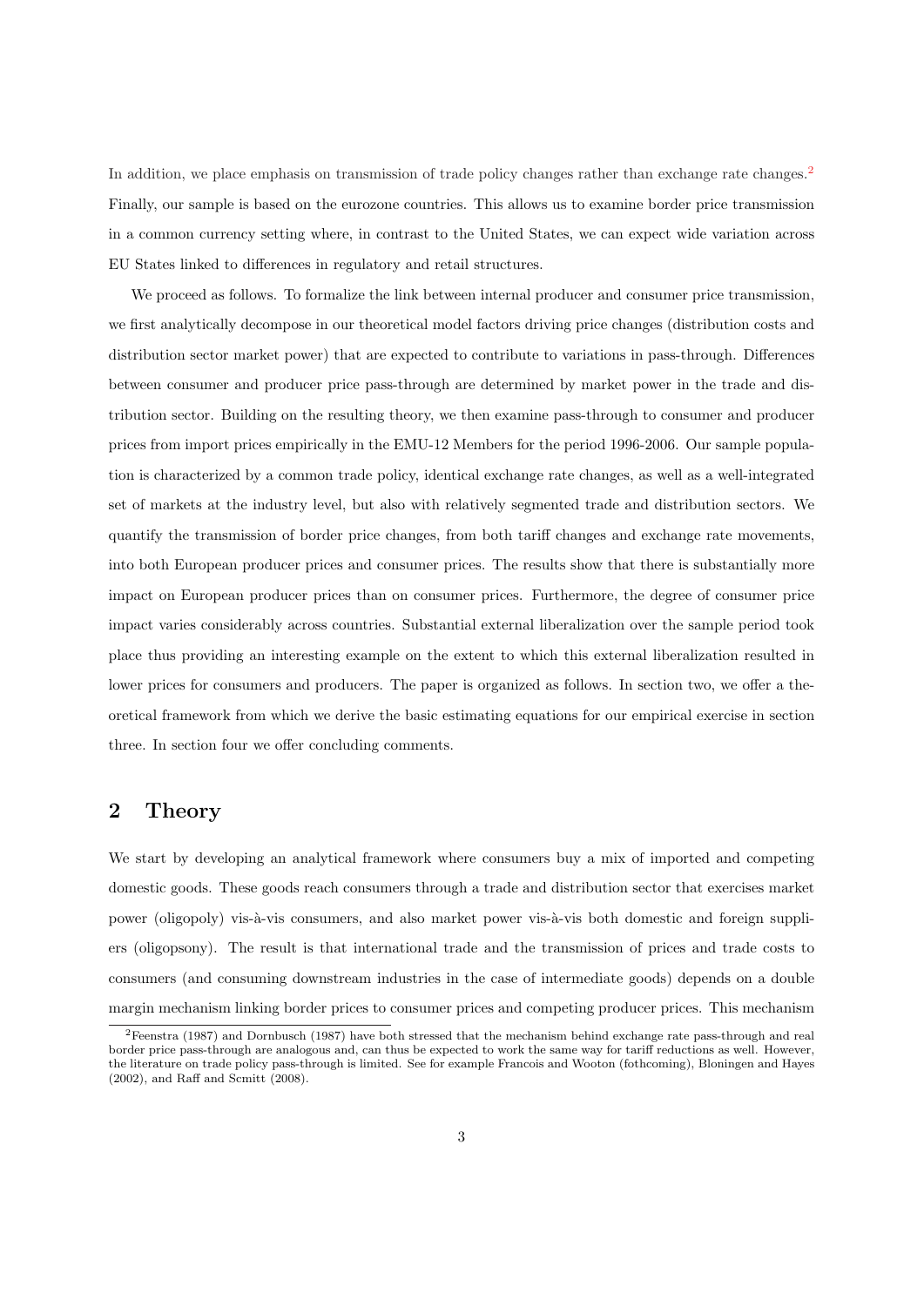In addition, we place emphasis on transmission of trade policy changes rather than exchange rate changes.[2] Finally, our sample is based on the eurozone countries. This allows us to examine border price transmission in a common currency setting where, in contrast to the United States, we can expect wide variation across EU States linked to differences in regulatory and retail structures.

We proceed as follows. To formalize the link between internal producer and consumer price transmission, we first analytically decompose in our theoretical model factors driving price changes (distribution costs and distribution sector market power) that are expected to contribute to variations in pass-through. Differences between consumer and producer price pass-through are determined by market power in the trade and distribution sector. Building on the resulting theory, we then examine pass-through to consumer and producer prices from import prices empirically in the EMU-12 Members for the period 1996-2006. Our sample population is characterized by a common trade policy, identical exchange rate changes, as well as a well-integrated set of markets at the industry level, but also with relatively segmented trade and distribution sectors. We quantify the transmission of border price changes, from both tariff changes and exchange rate movements, into both European producer prices and consumer prices. The results show that there is substantially more impact on European producer prices than on consumer prices. Furthermore, the degree of consumer price impact varies considerably across countries. Substantial external liberalization over the sample period took place thus providing an interesting example on the extent to which this external liberalization resulted in lower prices for consumers and producers. The paper is organized as follows. In section two, we offer a theoretical framework from which we derive the basic estimating equations for our empirical exercise in section three. In section four we offer concluding comments.

## 2 Theory

We start by developing an analytical framework where consumers buy a mix of imported and competing domestic goods. These goods reach consumers through a trade and distribution sector that exercises market power (oligopoly) vis-à-vis consumers, and also market power vis-à-vis both domestic and foreign suppliers (oligopsony). The result is that international trade and the transmission of prices and trade costs to consumers (and consuming downstream industries in the case of intermediate goods) depends on a double margin mechanism linking border prices to consumer prices and competing producer prices. This mechanism

[2] Feenstra (1987) and Dornbusch (1987) have both stressed that the mechanism behind exchange rate pass-through and real border price pass-through are analogous and, can thus be expected to work the same way for tariff reductions as well. However, the literature on trade policy pass-through is limited. See for example Francois and Wooton (fothcoming), Bloningen and Hayes (2002), and Raff and Scmitt (2008).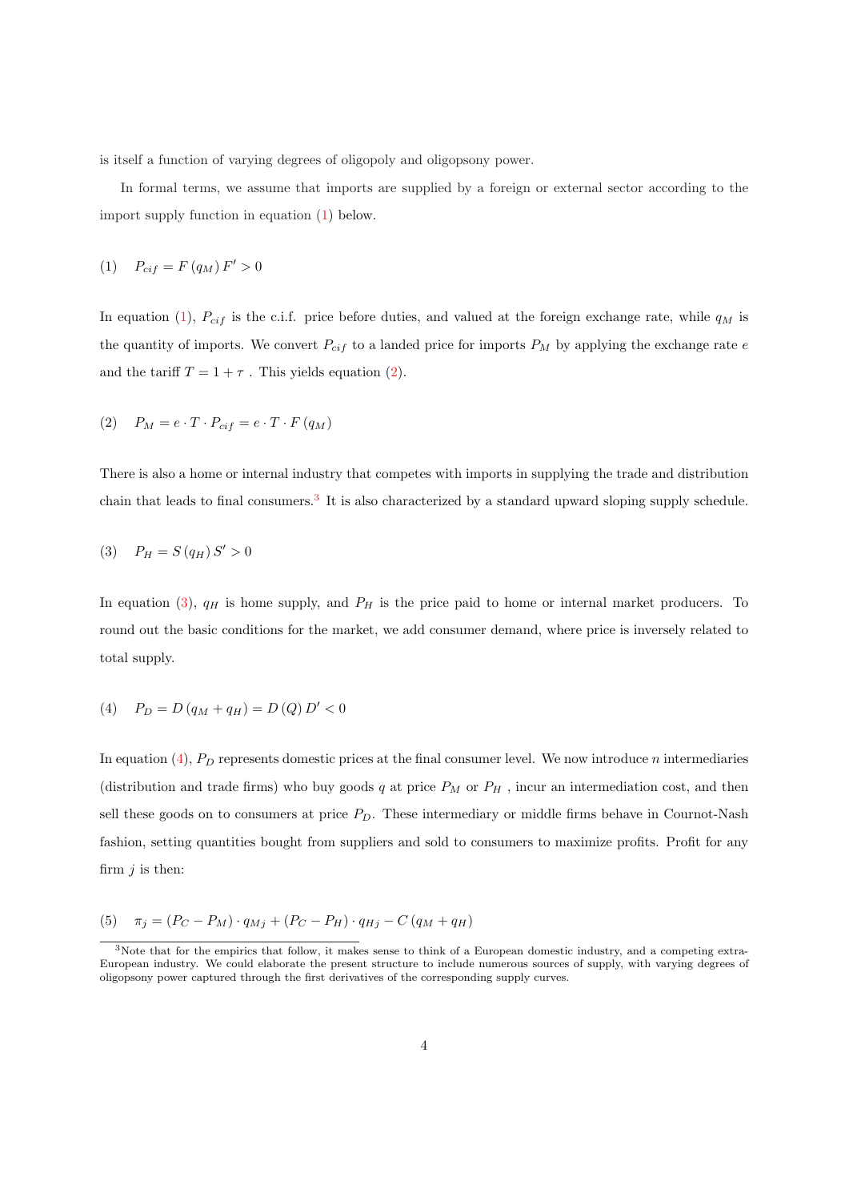is itself a function of varying degrees of oligopoly and oligopsony power.

In formal terms, we assume that imports are supplied by a foreign or external sector according to the import supply function in equation (1) below.

$$(1) \quad P_{cif} = F(q_M) \, F' > 0$$

In equation (1), $P_{cif}$ is the c.i.f. price before duties, and valued at the foreign exchange rate, while $q_M$ is the quantity of imports. We convert $P_{cif}$ to a landed price for imports $P_M$ by applying the exchange rate $e$ and the tariff $T = 1 + \tau$ . This yields equation (2).

$$(2) \quad P_M = e \cdot T \cdot P_{cif} = e \cdot T \cdot F(q_M)$$

There is also a home or internal industry that competes with imports in supplying the trade and distribution chain that leads to final consumers.[3] It is also characterized by a standard upward sloping supply schedule.

$$(3) \quad P_H = S(q_H) \, S' > 0$$

In equation (3), $q_H$ is home supply, and $P_H$ is the price paid to home or internal market producers. To round out the basic conditions for the market, we add consumer demand, where price is inversely related to total supply.

$$(4) \quad P_D = D(q_M + q_H) = D(Q) \, D' < 0$$

In equation (4), $P_D$ represents domestic prices at the final consumer level. We now introduce $n$ intermediaries (distribution and trade firms) who buy goods $q$ at price $P_M$ or $P_H$ , incur an intermediation cost, and then sell these goods on to consumers at price $P_D$. These intermediary or middle firms behave in Cournot-Nash fashion, setting quantities bought from suppliers and sold to consumers to maximize profits. Profit for any firm $j$ is then:

$$(5) \quad \pi_j = (P_C - P_M) \cdot q_{Mj} + (P_C - P_H) \cdot q_{Hj} - C(q_M + q_H)$$

[3]Note that for the empirics that follow, it makes sense to think of a European domestic industry, and a competing extra-European industry. We could elaborate the present structure to include numerous sources of supply, with varying degrees of oligopsony power captured through the first derivatives of the corresponding supply curves.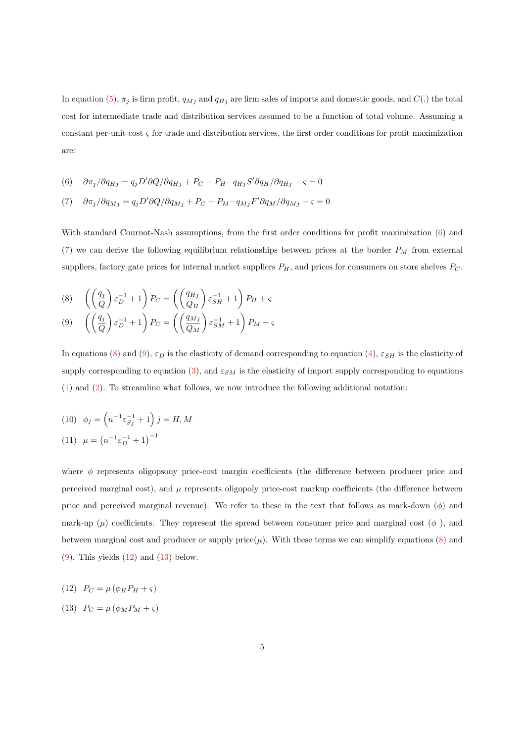In equation (5), $\pi_j$ is firm profit, $q_{Mj}$ and $q_{Hj}$ are firm sales of imports and domestic goods, and $C(.)$ the total cost for intermediate trade and distribution services assumed to be a function of total volume. Assuming a constant per-unit cost $\varsigma$ for trade and distribution services, the first order conditions for profit maximization are:

$$(6) \quad \partial \pi_j / \partial q_{Hj} = q_j D' \partial Q / \partial q_{Hj} + P_C - P_H - q_{Hj} S' \partial q_H / \partial q_{Hj} - \varsigma = 0$$

$$(7) \quad \partial \pi_j / \partial q_{Mj} = q_j D' \partial Q / \partial q_{Mj} + P_C - P_M - q_{Mj} F' \partial q_M / \partial q_{Mj} - \varsigma = 0$$

With standard Cournot-Nash assumptions, from the first order conditions for profit maximization (6) and (7) we can derive the following equilibrium relationships between prices at the border $P_M$ from external suppliers, factory gate prices for internal market suppliers $P_H$, and prices for consumers on store shelves $P_C$.

$$(8) \quad \left( \left( \frac{q_j}{Q} \right) \varepsilon_D^{-1} + 1 \right) P_C = \left( \left( \frac{q_{Hj}}{Q_H} \right) \varepsilon_{SH}^{-1} + 1 \right) P_H + \varsigma$$

$$(9) \quad \left( \left( \frac{q_j}{Q} \right) \varepsilon_D^{-1} + 1 \right) P_C = \left( \left( \frac{q_{Mj}}{Q_M} \right) \varepsilon_{SM}^{-1} + 1 \right) P_M + \varsigma$$

In equations (8) and (9), $\varepsilon_D$ is the elasticity of demand corresponding to equation (4), $\varepsilon_{SH}$ is the elasticity of supply corresponding to equation (3), and $\varepsilon_{SM}$ is the elasticity of import supply corresponding to equations (1) and (2). To streamline what follows, we now introduce the following additional notation:

$$(10) \quad \phi_j = \left( n^{-1} \varepsilon_{Sj}^{-1} + 1 \right) j = H, M$$

$$(11) \quad \mu = \left( n^{-1} \varepsilon_D^{-1} + 1 \right)^{-1}$$

where $\phi$ represents oligopsony price-cost margin coefficients (the difference between producer price and perceived marginal cost), and $\mu$ represents oligopoly price-cost markup coefficients (the difference between price and perceived marginal revenue). We refer to these in the text that follows as mark-down ($\phi$) and mark-up ($\mu$) coefficients. They represent the spread between consumer price and marginal cost ($\phi$ ), and between marginal cost and producer or supply price($\mu$). With these terms we can simplify equations (8) and (9). This yields (12) and (13) below.

$$(12) \quad P_C = \mu \left( \phi_H P_H + \varsigma \right)$$

$$(13) \quad P_C = \mu \left( \phi_M P_M + \varsigma \right)$$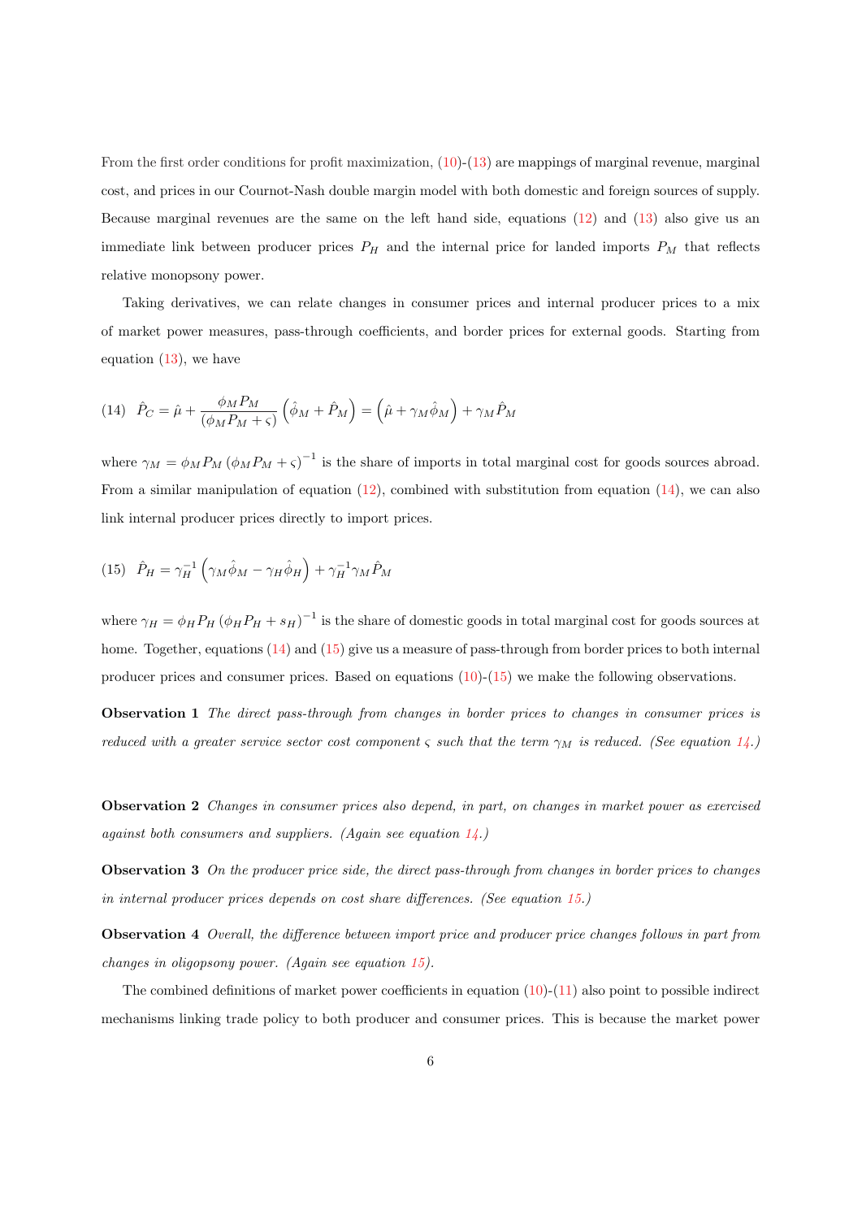From the first order conditions for profit maximization, (10)-(13) are mappings of marginal revenue, marginal cost, and prices in our Cournot-Nash double margin model with both domestic and foreign sources of supply. Because marginal revenues are the same on the left hand side, equations (12) and (13) also give us an immediate link between producer prices $P_H$ and the internal price for landed imports $P_M$ that reflects relative monopsony power.

Taking derivatives, we can relate changes in consumer prices and internal producer prices to a mix of market power measures, pass-through coefficients, and border prices for external goods. Starting from equation (13), we have

$$(14) \quad \hat{P}_C = \hat{\mu} + \frac{\phi_M P_M}{(\phi_M P_M + \varsigma)} \left( \hat{\phi}_M + \hat{P}_M \right) = \left( \hat{\mu} + \gamma_M \hat{\phi}_M \right) + \gamma_M \hat{P}_M$$

where $\gamma_M = \phi_M P_M \left( \phi_M P_M + \varsigma \right)^{-1}$ is the share of imports in total marginal cost for goods sources abroad. From a similar manipulation of equation (12), combined with substitution from equation (14), we can also link internal producer prices directly to import prices.

$$(15) \quad \hat{P}_H = \gamma_H^{-1} \left( \gamma_M \hat{\phi}_M - \gamma_H \hat{\phi}_H \right) + \gamma_H^{-1} \gamma_M \hat{P}_M$$

where $\gamma_H = \phi_H P_H \left( \phi_H P_H + s_H \right)^{-1}$ is the share of domestic goods in total marginal cost for goods sources at home. Together, equations (14) and (15) give us a measure of pass-through from border prices to both internal producer prices and consumer prices. Based on equations (10)-(15) we make the following observations.

**Observation 1** *The direct pass-through from changes in border prices to changes in consumer prices is reduced with a greater service sector cost component $\varsigma$ such that the term $\gamma_M$ is reduced. (See equation 14.)*

**Observation 2** *Changes in consumer prices also depend, in part, on changes in market power as exercised against both consumers and suppliers. (Again see equation 14.)*

**Observation 3** *On the producer price side, the direct pass-through from changes in border prices to changes in internal producer prices depends on cost share differences. (See equation 15.)*

**Observation 4** *Overall, the difference between import price and producer price changes follows in part from changes in oligopsony power. (Again see equation 15).*

The combined definitions of market power coefficients in equation (10)-(11) also point to possible indirect mechanisms linking trade policy to both producer and consumer prices. This is because the market power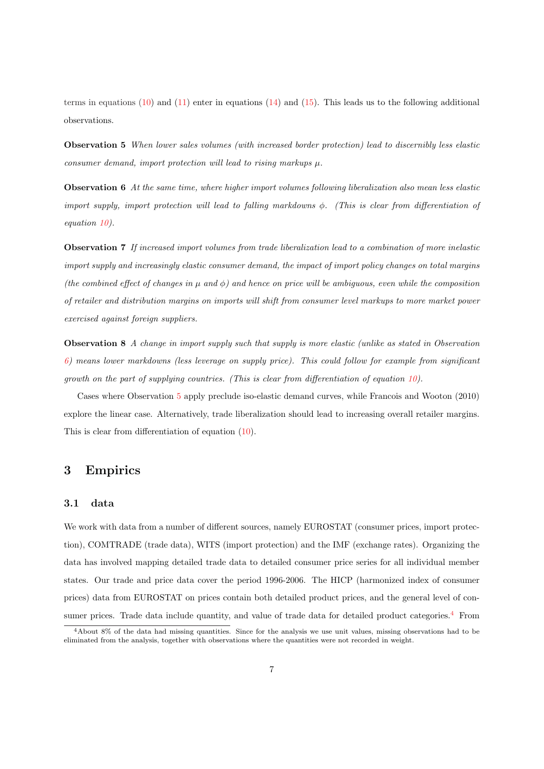terms in equations (10) and (11) enter in equations (14) and (15). This leads us to the following additional observations.

**Observation 5** *When lower sales volumes (with increased border protection) lead to discernibly less elastic consumer demand, import protection will lead to rising markups $\mu$.*

**Observation 6** *At the same time, where higher import volumes following liberalization also mean less elastic import supply, import protection will lead to falling markdowns $\phi$. (This is clear from differentiation of equation 10).*

**Observation 7** *If increased import volumes from trade liberalization lead to a combination of more inelastic import supply and increasingly elastic consumer demand, the impact of import policy changes on total margins (the combined effect of changes in $\mu$ and $\phi$) and hence on price will be ambiguous, even while the composition of retailer and distribution margins on imports will shift from consumer level markups to more market power exercised against foreign suppliers.*

**Observation 8** *A change in import supply such that supply is more elastic (unlike as stated in Observation 6) means lower markdowns (less leverage on supply price). This could follow for example from significant growth on the part of supplying countries. (This is clear from differentiation of equation 10).*

Cases where Observation 5 apply preclude iso-elastic demand curves, while Francois and Wooton (2010) explore the linear case. Alternatively, trade liberalization should lead to increasing overall retailer margins. This is clear from differentiation of equation (10).

# 3 Empirics

## 3.1 data

We work with data from a number of different sources, namely EUROSTAT (consumer prices, import protection), COMTRADE (trade data), WITS (import protection) and the IMF (exchange rates). Organizing the data has involved mapping detailed trade data to detailed consumer price series for all individual member states. Our trade and price data cover the period 1996-2006. The HICP (harmonized index of consumer prices) data from EUROSTAT on prices contain both detailed product prices, and the general level of consumer prices. Trade data include quantity, and value of trade data for detailed product categories.[4] From

[4] About 8% of the data had missing quantities. Since for the analysis we use unit values, missing observations had to be eliminated from the analysis, together with observations where the quantities were not recorded in weight.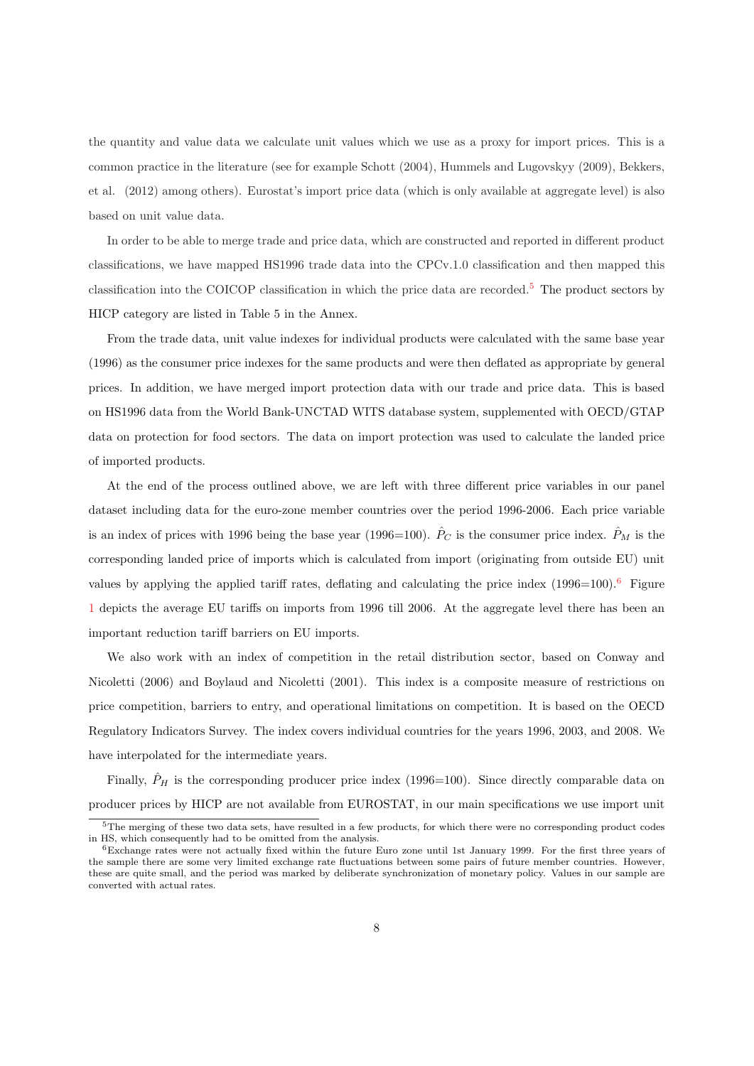the quantity and value data we calculate unit values which we use as a proxy for import prices. This is a common practice in the literature (see for example Schott (2004), Hummels and Lugovskyy (2009), Bekkers, et al. (2012) among others). Eurostat's import price data (which is only available at aggregate level) is also based on unit value data.

In order to be able to merge trade and price data, which are constructed and reported in different product classifications, we have mapped HS1996 trade data into the CPCv.1.0 classification and then mapped this classification into the COICOP classification in which the price data are recorded.[5] The product sectors by HICP category are listed in Table 5 in the Annex.

From the trade data, unit value indexes for individual products were calculated with the same base year (1996) as the consumer price indexes for the same products and were then deflated as appropriate by general prices. In addition, we have merged import protection data with our trade and price data. This is based on HS1996 data from the World Bank-UNCTAD WITS database system, supplemented with OECD/GTAP data on protection for food sectors. The data on import protection was used to calculate the landed price of imported products.

At the end of the process outlined above, we are left with three different price variables in our panel dataset including data for the euro-zone member countries over the period 1996-2006. Each price variable is an index of prices with 1996 being the base year (1996=100). $\hat{P}_C$ is the consumer price index. $\hat{P}_M$ is the corresponding landed price of imports which is calculated from import (originating from outside EU) unit values by applying the applied tariff rates, deflating and calculating the price index (1996=100).[6] Figure 1 depicts the average EU tariffs on imports from 1996 till 2006. At the aggregate level there has been an important reduction tariff barriers on EU imports.

We also work with an index of competition in the retail distribution sector, based on Conway and Nicoletti (2006) and Boylaud and Nicoletti (2001). This index is a composite measure of restrictions on price competition, barriers to entry, and operational limitations on competition. It is based on the OECD Regulatory Indicators Survey. The index covers individual countries for the years 1996, 2003, and 2008. We have interpolated for the intermediate years.

Finally, $\hat{P}_H$ is the corresponding producer price index (1996=100). Since directly comparable data on producer prices by HICP are not available from EUROSTAT, in our main specifications we use import unit

[5] The merging of these two data sets, have resulted in a few products, for which there were no corresponding product codes in HS, which consequently had to be omitted from the analysis.

[6] Exchange rates were not actually fixed within the future Euro zone until 1st January 1999. For the first three years of the sample there are some very limited exchange rate fluctuations between some pairs of future member countries. However, these are quite small, and the period was marked by deliberate synchronization of monetary policy. Values in our sample are converted with actual rates.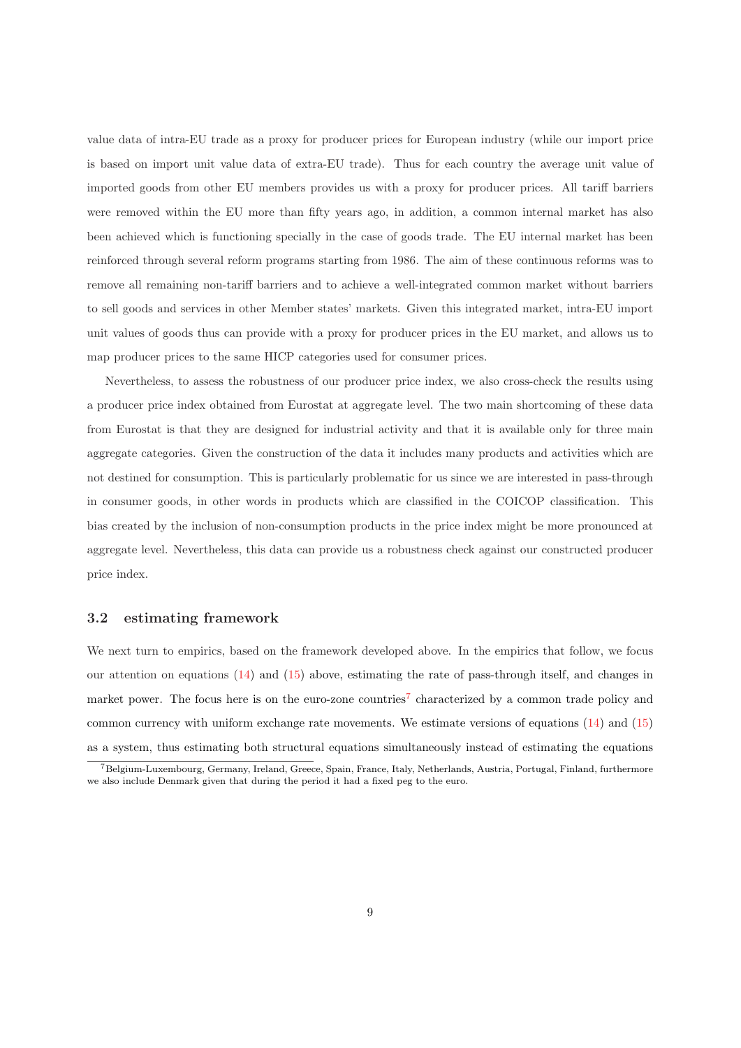value data of intra-EU trade as a proxy for producer prices for European industry (while our import price is based on import unit value data of extra-EU trade). Thus for each country the average unit value of imported goods from other EU members provides us with a proxy for producer prices. All tariff barriers were removed within the EU more than fifty years ago, in addition, a common internal market has also been achieved which is functioning specially in the case of goods trade. The EU internal market has been reinforced through several reform programs starting from 1986. The aim of these continuous reforms was to remove all remaining non-tariff barriers and to achieve a well-integrated common market without barriers to sell goods and services in other Member states' markets. Given this integrated market, intra-EU import unit values of goods thus can provide with a proxy for producer prices in the EU market, and allows us to map producer prices to the same HICP categories used for consumer prices.

Nevertheless, to assess the robustness of our producer price index, we also cross-check the results using a producer price index obtained from Eurostat at aggregate level. The two main shortcoming of these data from Eurostat is that they are designed for industrial activity and that it is available only for three main aggregate categories. Given the construction of the data it includes many products and activities which are not destined for consumption. This is particularly problematic for us since we are interested in pass-through in consumer goods, in other words in products which are classified in the COICOP classification. This bias created by the inclusion of non-consumption products in the price index might be more pronounced at aggregate level. Nevertheless, this data can provide us a robustness check against our constructed producer price index.

## 3.2 estimating framework

We next turn to empirics, based on the framework developed above. In the empirics that follow, we focus our attention on equations (14) and (15) above, estimating the rate of pass-through itself, and changes in market power. The focus here is on the euro-zone countries[7] characterized by a common trade policy and common currency with uniform exchange rate movements. We estimate versions of equations (14) and (15) as a system, thus estimating both structural equations simultaneously instead of estimating the equations

[7] Belgium-Luxembourg, Germany, Ireland, Greece, Spain, France, Italy, Netherlands, Austria, Portugal, Finland, furthermore we also include Denmark given that during the period it had a fixed peg to the euro.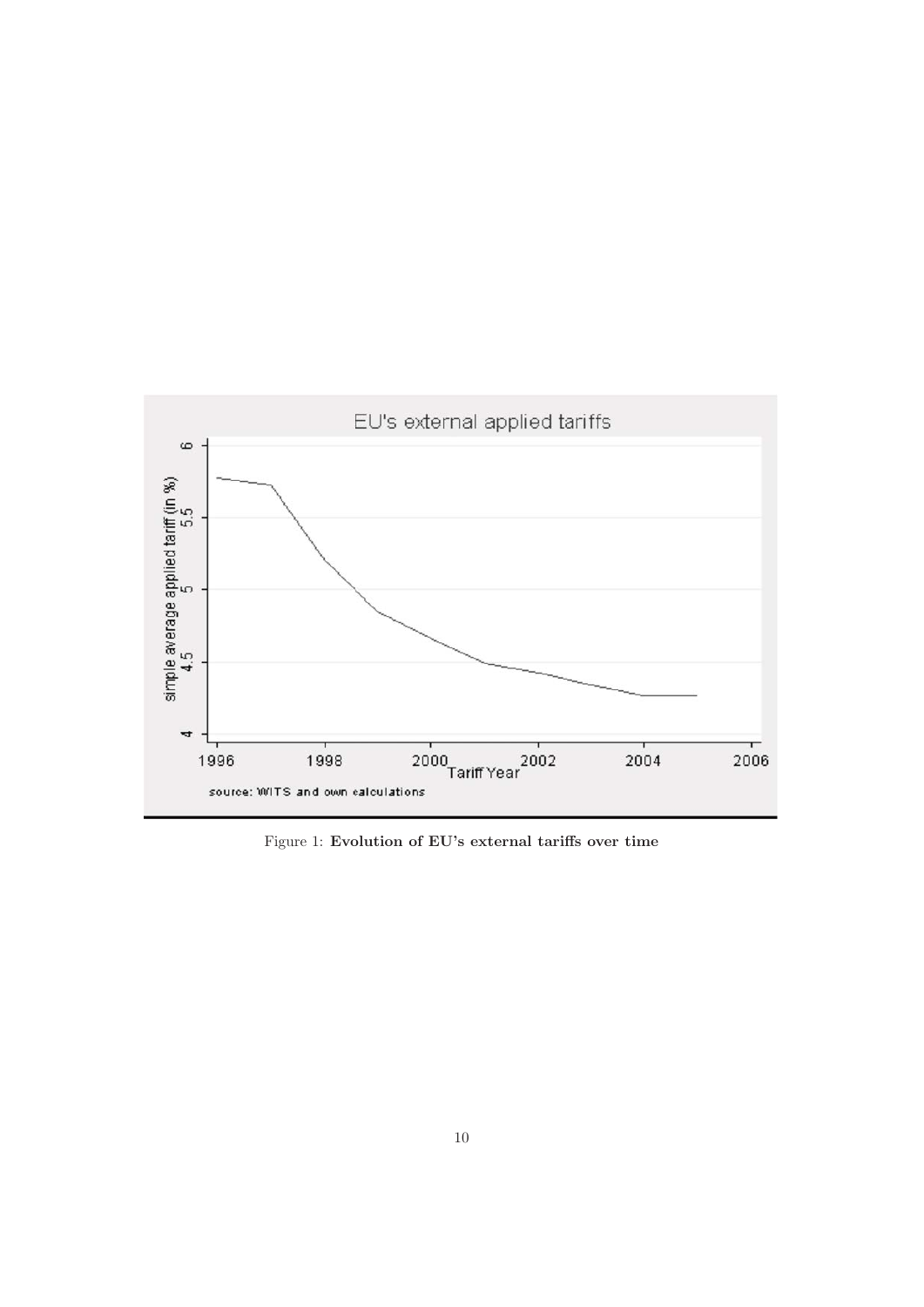Figure 1: **Evolution of EU's external tariffs over time**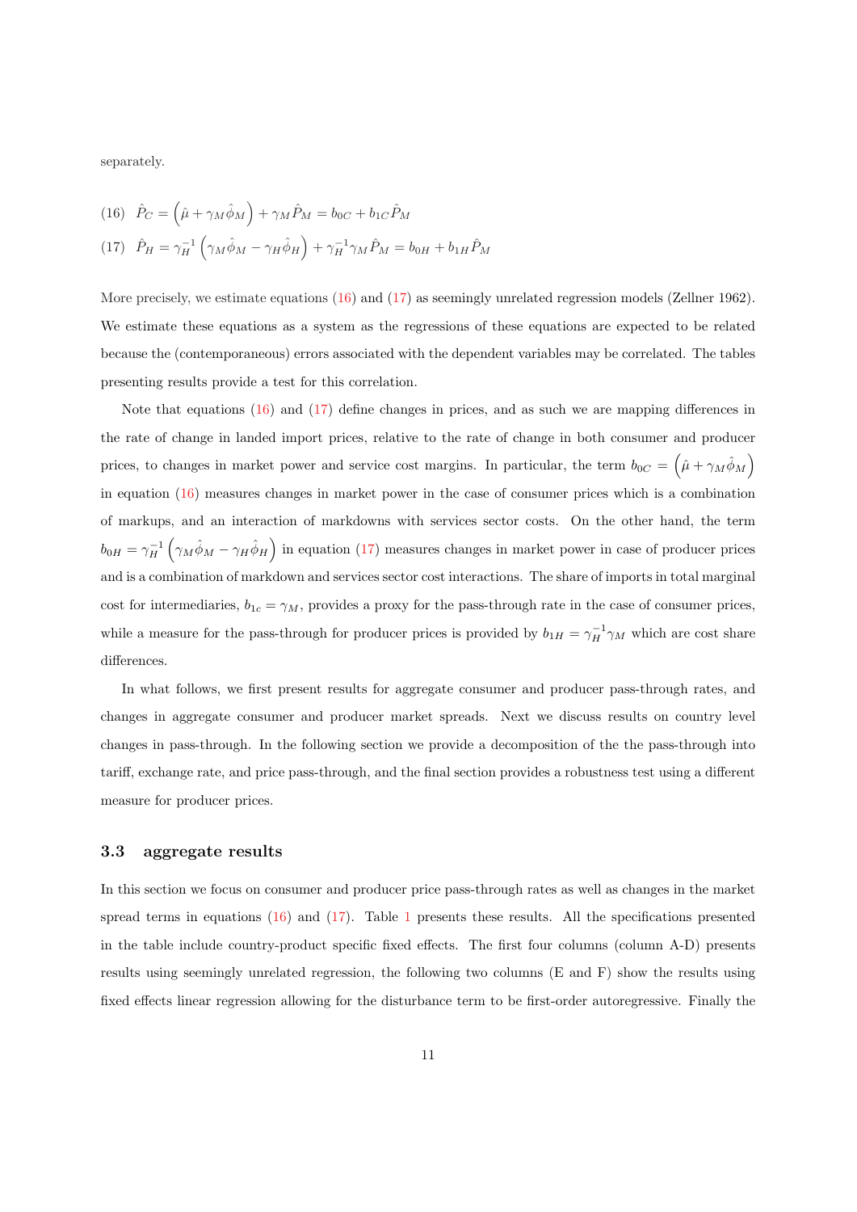separately.

$$(16) \quad \hat{P}_C = \left(\hat{\mu} + \gamma_M \hat{\phi}_M\right) + \gamma_M \hat{P}_M = b_{0C} + b_{1C} \hat{P}_M$$

$$(17) \quad \hat{P}_H = \gamma_H^{-1}\left(\gamma_M \hat{\phi}_M - \gamma_H \hat{\phi}_H\right) + \gamma_H^{-1}\gamma_M \hat{P}_M = b_{0H} + b_{1H} \hat{P}_M$$

More precisely, we estimate equations (16) and (17) as seemingly unrelated regression models (Zellner 1962). We estimate these equations as a system as the regressions of these equations are expected to be related because the (contemporaneous) errors associated with the dependent variables may be correlated. The tables presenting results provide a test for this correlation.

Note that equations (16) and (17) define changes in prices, and as such we are mapping differences in the rate of change in landed import prices, relative to the rate of change in both consumer and producer prices, to changes in market power and service cost margins. In particular, the term $b_{0C} = \left(\hat{\mu} + \gamma_M \hat{\phi}_M\right)$ in equation (16) measures changes in market power in the case of consumer prices which is a combination of markups, and an interaction of markdowns with services sector costs. On the other hand, the term $b_{0H} = \gamma_H^{-1}\left(\gamma_M \hat{\phi}_M - \gamma_H \hat{\phi}_H\right)$ in equation (17) measures changes in market power in case of producer prices and is a combination of markdown and services sector cost interactions. The share of imports in total marginal cost for intermediaries, $b_{1c} = \gamma_M$, provides a proxy for the pass-through rate in the case of consumer prices, while a measure for the pass-through for producer prices is provided by $b_{1H} = \gamma_H^{-1}\gamma_M$ which are cost share differences.

In what follows, we first present results for aggregate consumer and producer pass-through rates, and changes in aggregate consumer and producer market spreads. Next we discuss results on country level changes in pass-through. In the following section we provide a decomposition of the the pass-through into tariff, exchange rate, and price pass-through, and the final section provides a robustness test using a different measure for producer prices.

### 3.3 aggregate results

In this section we focus on consumer and producer price pass-through rates as well as changes in the market spread terms in equations (16) and (17). Table 1 presents these results. All the specifications presented in the table include country-product specific fixed effects. The first four columns (column A-D) presents results using seemingly unrelated regression, the following two columns (E and F) show the results using fixed effects linear regression allowing for the disturbance term to be first-order autoregressive. Finally the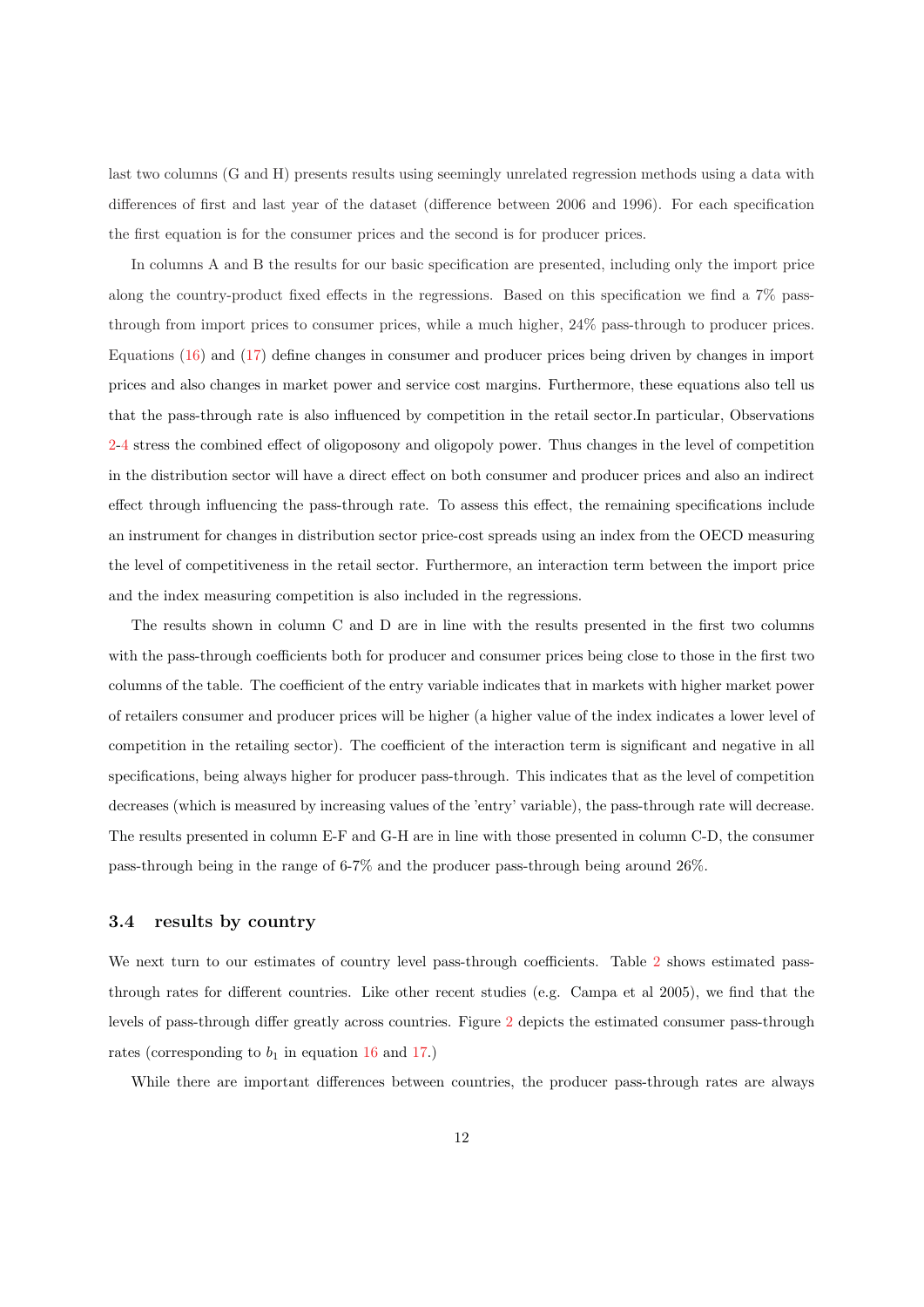last two columns (G and H) presents results using seemingly unrelated regression methods using a data with differences of first and last year of the dataset (difference between 2006 and 1996). For each specification the first equation is for the consumer prices and the second is for producer prices.

In columns A and B the results for our basic specification are presented, including only the import price along the country-product fixed effects in the regressions. Based on this specification we find a 7% pass-through from import prices to consumer prices, while a much higher, 24% pass-through to producer prices. Equations (16) and (17) define changes in consumer and producer prices being driven by changes in import prices and also changes in market power and service cost margins. Furthermore, these equations also tell us that the pass-through rate is also influenced by competition in the retail sector.In particular, Observations 2-4 stress the combined effect of oligoposony and oligopoly power. Thus changes in the level of competition in the distribution sector will have a direct effect on both consumer and producer prices and also an indirect effect through influencing the pass-through rate. To assess this effect, the remaining specifications include an instrument for changes in distribution sector price-cost spreads using an index from the OECD measuring the level of competitiveness in the retail sector. Furthermore, an interaction term between the import price and the index measuring competition is also included in the regressions.

The results shown in column C and D are in line with the results presented in the first two columns with the pass-through coefficients both for producer and consumer prices being close to those in the first two columns of the table. The coefficient of the entry variable indicates that in markets with higher market power of retailers consumer and producer prices will be higher (a higher value of the index indicates a lower level of competition in the retailing sector). The coefficient of the interaction term is significant and negative in all specifications, being always higher for producer pass-through. This indicates that as the level of competition decreases (which is measured by increasing values of the 'entry' variable), the pass-through rate will decrease. The results presented in column E-F and G-H are in line with those presented in column C-D, the consumer pass-through being in the range of 6-7% and the producer pass-through being around 26%.

### 3.4 results by country

We next turn to our estimates of country level pass-through coefficients. Table 2 shows estimated pass-through rates for different countries. Like other recent studies (e.g. Campa et al 2005), we find that the levels of pass-through differ greatly across countries. Figure 2 depicts the estimated consumer pass-through rates (corresponding to $b_1$ in equation 16 and 17.)

While there are important differences between countries, the producer pass-through rates are always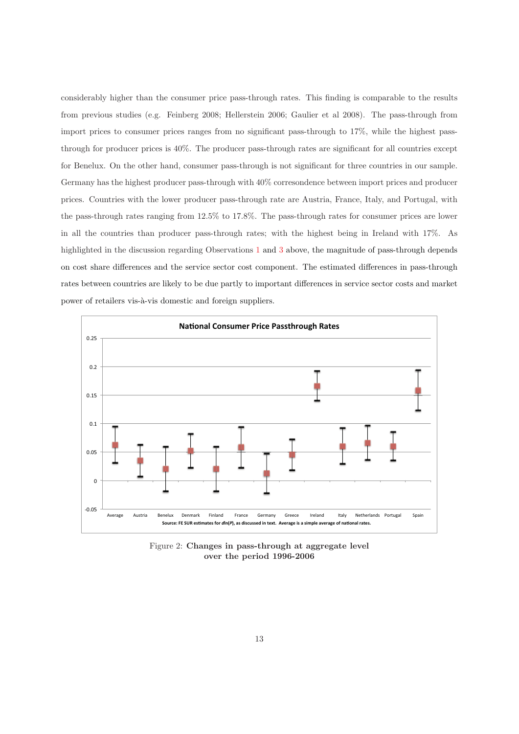considerably higher than the consumer price pass-through rates. This finding is comparable to the results from previous studies (e.g. Feinberg 2008; Hellerstein 2006; Gaulier et al 2008). The pass-through from import prices to consumer prices ranges from no significant pass-through to 17%, while the highest pass-through for producer prices is 40%. The producer pass-through rates are significant for all countries except for Benelux. On the other hand, consumer pass-through is not significant for three countries in our sample. Germany has the highest producer pass-through with 40% corresondence between import prices and producer prices. Countries with the lower producer pass-through rate are Austria, France, Italy, and Portugal, with the pass-through rates ranging from 12.5% to 17.8%. The pass-through rates for consumer prices are lower in all the countries than producer pass-through rates; with the highest being in Ireland with 17%. As highlighted in the discussion regarding Observations 1 and 3 above, the magnitude of pass-through depends on cost share differences and the service sector cost component. The estimated differences in pass-through rates between countries are likely to be due partly to important differences in service sector costs and market power of retailers vis-à-vis domestic and foreign suppliers.

**National Consumer Price Passthrough Rates**

Source: FE SUR estimates for *dln(P)*, as discussed in text. Average is a simple average of national rates.

Figure 2: **Changes in pass-through at aggregate level over the period 1996-2006**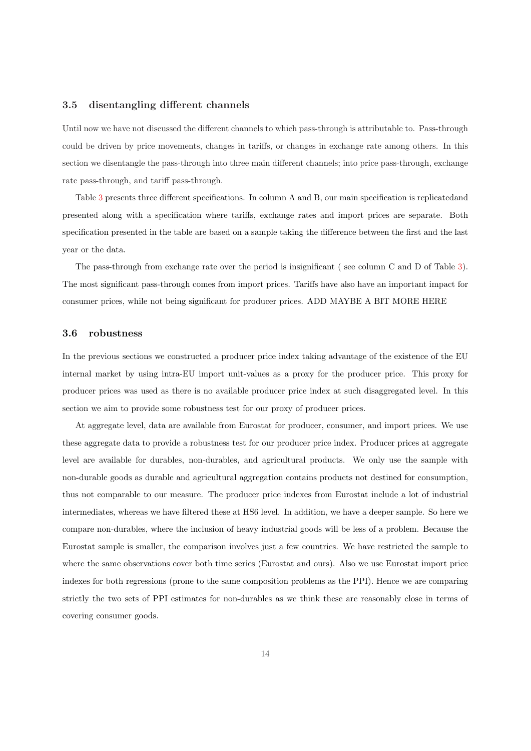### 3.5 disentangling different channels

Until now we have not discussed the different channels to which pass-through is attributable to. Pass-through could be driven by price movements, changes in tariffs, or changes in exchange rate among others. In this section we disentangle the pass-through into three main different channels; into price pass-through, exchange rate pass-through, and tariff pass-through.

Table 3 presents three different specifications. In column A and B, our main specification is replicatedand presented along with a specification where tariffs, exchange rates and import prices are separate. Both specification presented in the table are based on a sample taking the difference between the first and the last year or the data.

The pass-through from exchange rate over the period is insignificant ( see column C and D of Table 3). The most significant pass-through comes from import prices. Tariffs have also have an important impact for consumer prices, while not being significant for producer prices. ADD MAYBE A BIT MORE HERE

### 3.6 robustness

In the previous sections we constructed a producer price index taking advantage of the existence of the EU internal market by using intra-EU import unit-values as a proxy for the producer price. This proxy for producer prices was used as there is no available producer price index at such disaggregated level. In this section we aim to provide some robustness test for our proxy of producer prices.

At aggregate level, data are available from Eurostat for producer, consumer, and import prices. We use these aggregate data to provide a robustness test for our producer price index. Producer prices at aggregate level are available for durables, non-durables, and agricultural products. We only use the sample with non-durable goods as durable and agricultural aggregation contains products not destined for consumption, thus not comparable to our measure. The producer price indexes from Eurostat include a lot of industrial intermediates, whereas we have filtered these at HS6 level. In addition, we have a deeper sample. So here we compare non-durables, where the inclusion of heavy industrial goods will be less of a problem. Because the Eurostat sample is smaller, the comparison involves just a few countries. We have restricted the sample to where the same observations cover both time series (Eurostat and ours). Also we use Eurostat import price indexes for both regressions (prone to the same composition problems as the PPI). Hence we are comparing strictly the two sets of PPI estimates for non-durables as we think these are reasonably close in terms of covering consumer goods.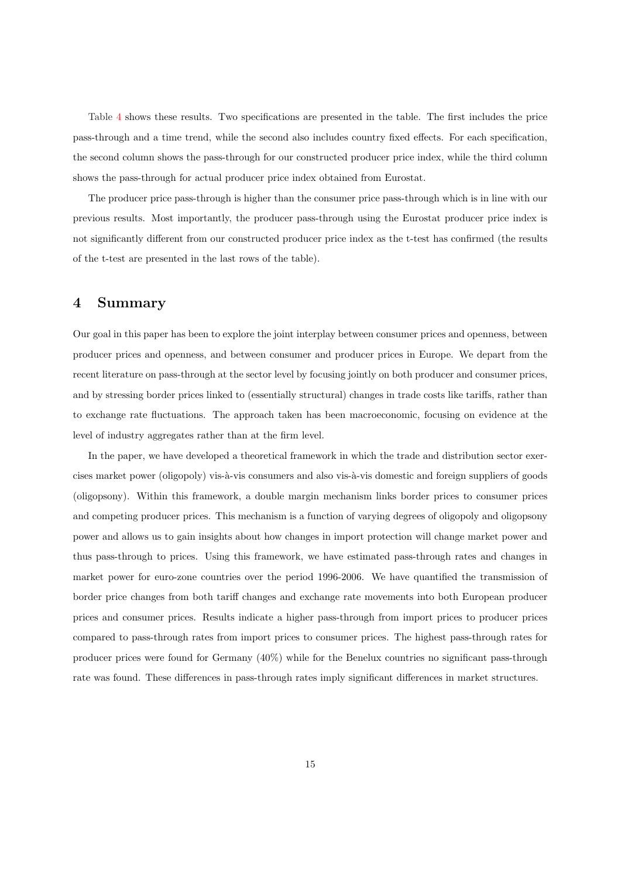Table 4 shows these results. Two specifications are presented in the table. The first includes the price pass-through and a time trend, while the second also includes country fixed effects. For each specification, the second column shows the pass-through for our constructed producer price index, while the third column shows the pass-through for actual producer price index obtained from Eurostat.

The producer price pass-through is higher than the consumer price pass-through which is in line with our previous results. Most importantly, the producer pass-through using the Eurostat producer price index is not significantly different from our constructed producer price index as the t-test has confirmed (the results of the t-test are presented in the last rows of the table).

# 4 Summary

Our goal in this paper has been to explore the joint interplay between consumer prices and openness, between producer prices and openness, and between consumer and producer prices in Europe. We depart from the recent literature on pass-through at the sector level by focusing jointly on both producer and consumer prices, and by stressing border prices linked to (essentially structural) changes in trade costs like tariffs, rather than to exchange rate fluctuations. The approach taken has been macroeconomic, focusing on evidence at the level of industry aggregates rather than at the firm level.

In the paper, we have developed a theoretical framework in which the trade and distribution sector exercises market power (oligopoly) vis-à-vis consumers and also vis-à-vis domestic and foreign suppliers of goods (oligopsony). Within this framework, a double margin mechanism links border prices to consumer prices and competing producer prices. This mechanism is a function of varying degrees of oligopoly and oligopsony power and allows us to gain insights about how changes in import protection will change market power and thus pass-through to prices. Using this framework, we have estimated pass-through rates and changes in market power for euro-zone countries over the period 1996-2006. We have quantified the transmission of border price changes from both tariff changes and exchange rate movements into both European producer prices and consumer prices. Results indicate a higher pass-through from import prices to producer prices compared to pass-through rates from import prices to consumer prices. The highest pass-through rates for producer prices were found for Germany (40%) while for the Benelux countries no significant pass-through rate was found. These differences in pass-through rates imply significant differences in market structures.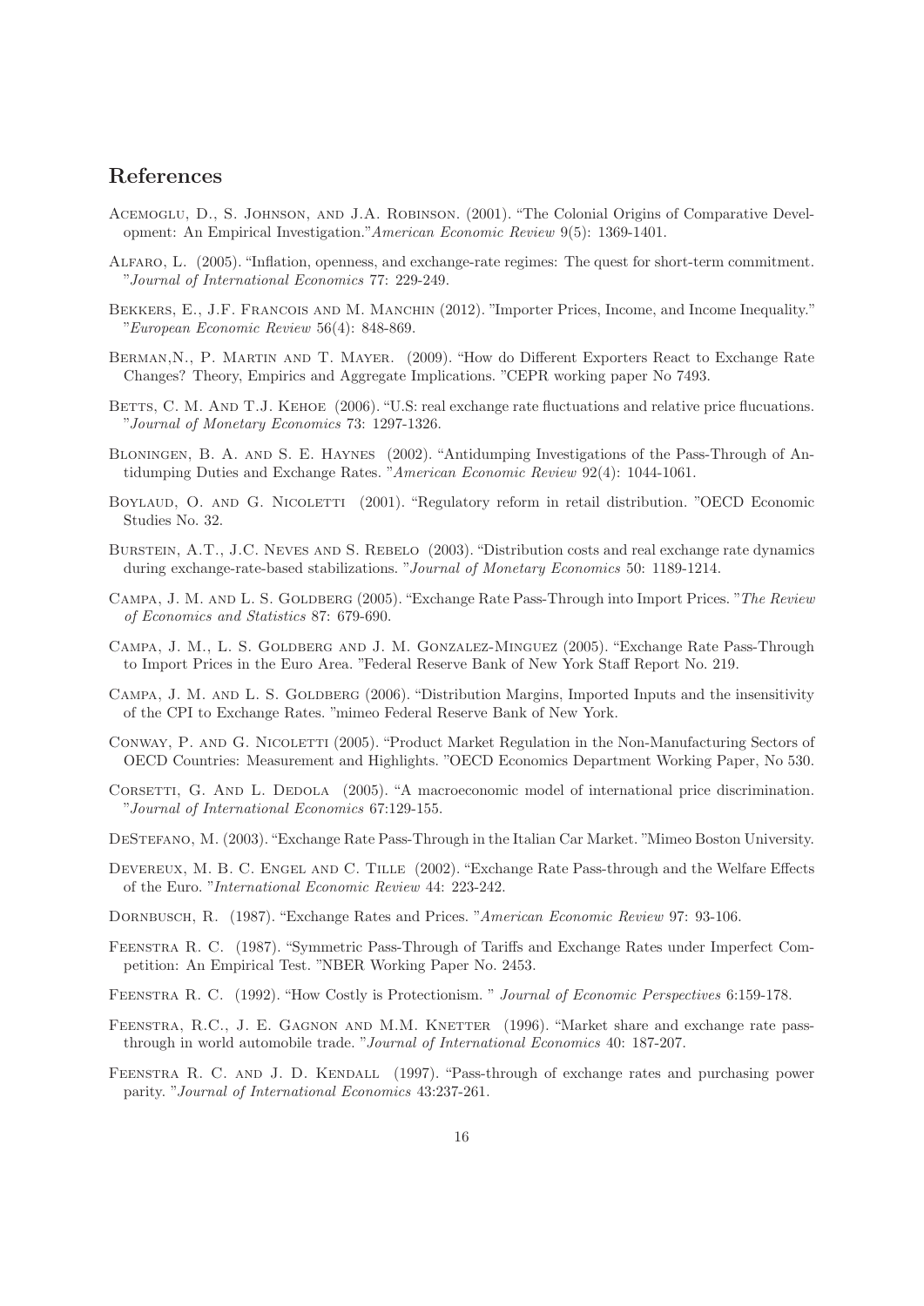## References

Acemoglu, D., S. Johnson, and J.A. Robinson. (2001). "The Colonial Origins of Comparative Development: An Empirical Investigation."*American Economic Review* 9(5): 1369-1401.

Alfaro, L. (2005). "Inflation, openness, and exchange-rate regimes: The quest for short-term commitment. "*Journal of International Economics* 77: 229-249.

Bekkers, E., J.F. Francois and M. Manchin (2012). "Importer Prices, Income, and Income Inequality." "*European Economic Review* 56(4): 848-869.

Berman,N., P. Martin and T. Mayer. (2009). "How do Different Exporters React to Exchange Rate Changes? Theory, Empirics and Aggregate Implications. "CEPR working paper No 7493.

Betts, C. M. And T.J. Kehoe (2006). "U.S: real exchange rate fluctuations and relative price flucuations. "*Journal of Monetary Economics* 73: 1297-1326.

Bloningen, B. A. and S. E. Haynes (2002). "Antidumping Investigations of the Pass-Through of Antidumping Duties and Exchange Rates. "*American Economic Review* 92(4): 1044-1061.

Boylaud, O. and G. Nicoletti (2001). "Regulatory reform in retail distribution. "OECD Economic Studies No. 32.

Burstein, A.T., J.C. Neves and S. Rebelo (2003). "Distribution costs and real exchange rate dynamics during exchange-rate-based stabilizations. "*Journal of Monetary Economics* 50: 1189-1214.

Campa, J. M. and L. S. Goldberg (2005). "Exchange Rate Pass-Through into Import Prices. "*The Review of Economics and Statistics* 87: 679-690.

Campa, J. M., L. S. Goldberg and J. M. Gonzalez-Minguez (2005). "Exchange Rate Pass-Through to Import Prices in the Euro Area. "Federal Reserve Bank of New York Staff Report No. 219.

Campa, J. M. and L. S. Goldberg (2006). "Distribution Margins, Imported Inputs and the insensitivity of the CPI to Exchange Rates. "mimeo Federal Reserve Bank of New York.

Conway, P. and G. Nicoletti (2005). "Product Market Regulation in the Non-Manufacturing Sectors of OECD Countries: Measurement and Highlights. "OECD Economics Department Working Paper, No 530.

Corsetti, G. And L. Dedola (2005). "A macroeconomic model of international price discrimination. "*Journal of International Economics* 67:129-155.

DeStefano, M. (2003). "Exchange Rate Pass-Through in the Italian Car Market. "Mimeo Boston University.

Devereux, M. B. C. Engel and C. Tille (2002). "Exchange Rate Pass-through and the Welfare Effects of the Euro. "*International Economic Review* 44: 223-242.

Dornbusch, R. (1987). "Exchange Rates and Prices. "*American Economic Review* 97: 93-106.

Feenstra R. C. (1987). "Symmetric Pass-Through of Tariffs and Exchange Rates under Imperfect Competition: An Empirical Test. "NBER Working Paper No. 2453.

Feenstra R. C. (1992). "How Costly is Protectionism. " *Journal of Economic Perspectives* 6:159-178.

Feenstra, R.C., J. E. Gagnon and M.M. Knetter (1996). "Market share and exchange rate pass-through in world automobile trade. "*Journal of International Economics* 40: 187-207.

Feenstra R. C. and J. D. Kendall (1997). "Pass-through of exchange rates and purchasing power parity. "*Journal of International Economics* 43:237-261.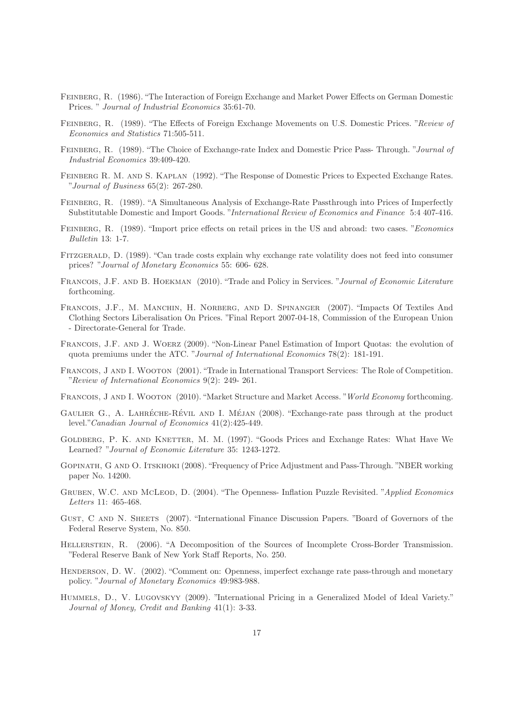Feinberg, R. (1986). "The Interaction of Foreign Exchange and Market Power Effects on German Domestic Prices. " *Journal of Industrial Economics* 35:61-70.

Feinberg, R. (1989). "The Effects of Foreign Exchange Movements on U.S. Domestic Prices. "*Review of Economics and Statistics* 71:505-511.

Feinberg, R. (1989). "The Choice of Exchange-rate Index and Domestic Price Pass- Through. "*Journal of Industrial Economics* 39:409-420.

Feinberg R. M. and S. Kaplan (1992). "The Response of Domestic Prices to Expected Exchange Rates. "*Journal of Business* 65(2): 267-280.

Feinberg, R. (1989). "A Simultaneous Analysis of Exchange-Rate Passthrough into Prices of Imperfectly Substitutable Domestic and Import Goods. "*International Review of Economics and Finance* 5:4 407-416.

Feinberg, R. (1989). "Import price effects on retail prices in the US and abroad: two cases. "*Economics Bulletin* 13: 1-7.

Fitzgerald, D. (1989). "Can trade costs explain why exchange rate volatility does not feed into consumer prices? "*Journal of Monetary Economics* 55: 606- 628.

Francois, J.F. and B. Hoekman (2010). "Trade and Policy in Services. "*Journal of Economic Literature* forthcoming.

Francois, J.F., M. Manchin, H. Norberg, and D. Spinanger (2007). "Impacts Of Textiles And Clothing Sectors Liberalisation On Prices. "Final Report 2007-04-18, Commission of the European Union - Directorate-General for Trade.

Francois, J.F. and J. Woerz (2009). "Non-Linear Panel Estimation of Import Quotas: the evolution of quota premiums under the ATC. "*Journal of International Economics* 78(2): 181-191.

Francois, J and I. Wooton (2001). "Trade in International Transport Services: The Role of Competition. "*Review of International Economics* 9(2): 249- 261.

Francois, J and I. Wooton (2010). "Market Structure and Market Access. "*World Economy* forthcoming.

Gaulier G., A. Lahréche-Révil and I. Méjan (2008). "Exchange-rate pass through at the product level."*Canadian Journal of Economics* 41(2):425-449.

Goldberg, P. K. and Knetter, M. M. (1997). "Goods Prices and Exchange Rates: What Have We Learned? "*Journal of Economic Literature* 35: 1243-1272.

Gopinath, G and O. Itskhoki (2008). "Frequency of Price Adjustment and Pass-Through. "NBER working paper No. 14200.

Gruben, W.C. and McLeod, D. (2004). "The Openness- Inflation Puzzle Revisited. "*Applied Economics Letters* 11: 465-468.

Gust, C and N. Sheets (2007). "International Finance Discussion Papers. "Board of Governors of the Federal Reserve System, No. 850.

Hellerstein, R. (2006). "A Decomposition of the Sources of Incomplete Cross-Border Transmission. "Federal Reserve Bank of New York Staff Reports, No. 250.

Henderson, D. W. (2002). "Comment on: Openness, imperfect exchange rate pass-through and monetary policy. "*Journal of Monetary Economics* 49:983-988.

Hummels, D., V. Lugovskyy (2009). "International Pricing in a Generalized Model of Ideal Variety." *Journal of Money, Credit and Banking* 41(1): 3-33.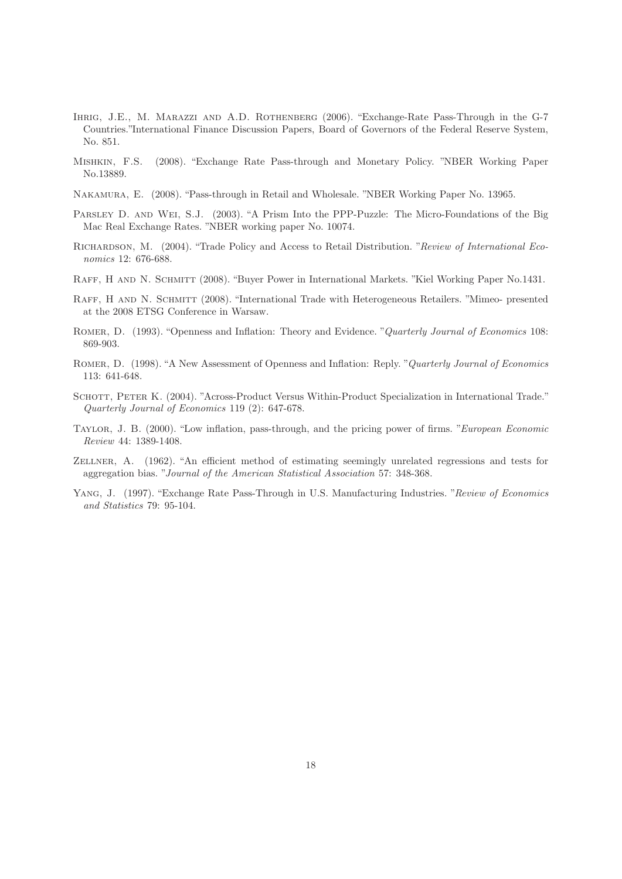Ihrig, J.E., M. Marazzi and A.D. Rothenberg (2006). "Exchange-Rate Pass-Through in the G-7 Countries."International Finance Discussion Papers, Board of Governors of the Federal Reserve System, No. 851.

Mishkin, F.S. (2008). "Exchange Rate Pass-through and Monetary Policy. "NBER Working Paper No.13889.

Nakamura, E. (2008). "Pass-through in Retail and Wholesale. "NBER Working Paper No. 13965.

Parsley D. and Wei, S.J. (2003). "A Prism Into the PPP-Puzzle: The Micro-Foundations of the Big Mac Real Exchange Rates. "NBER working paper No. 10074.

Richardson, M. (2004). "Trade Policy and Access to Retail Distribution. "*Review of International Economics* 12: 676-688.

Raff, H and N. Schmitt (2008). "Buyer Power in International Markets. "Kiel Working Paper No.1431.

Raff, H and N. Schmitt (2008). "International Trade with Heterogeneous Retailers. "Mimeo- presented at the 2008 ETSG Conference in Warsaw.

Romer, D. (1993). "Openness and Inflation: Theory and Evidence. "*Quarterly Journal of Economics* 108: 869-903.

Romer, D. (1998). "A New Assessment of Openness and Inflation: Reply. "*Quarterly Journal of Economics* 113: 641-648.

Schott, Peter K. (2004). "Across-Product Versus Within-Product Specialization in International Trade." *Quarterly Journal of Economics* 119 (2): 647-678.

Taylor, J. B. (2000). "Low inflation, pass-through, and the pricing power of firms. "*European Economic Review* 44: 1389-1408.

Zellner, A. (1962). "An efficient method of estimating seemingly unrelated regressions and tests for aggregation bias. "*Journal of the American Statistical Association* 57: 348-368.

Yang, J. (1997). "Exchange Rate Pass-Through in U.S. Manufacturing Industries. "*Review of Economics and Statistics* 79: 95-104.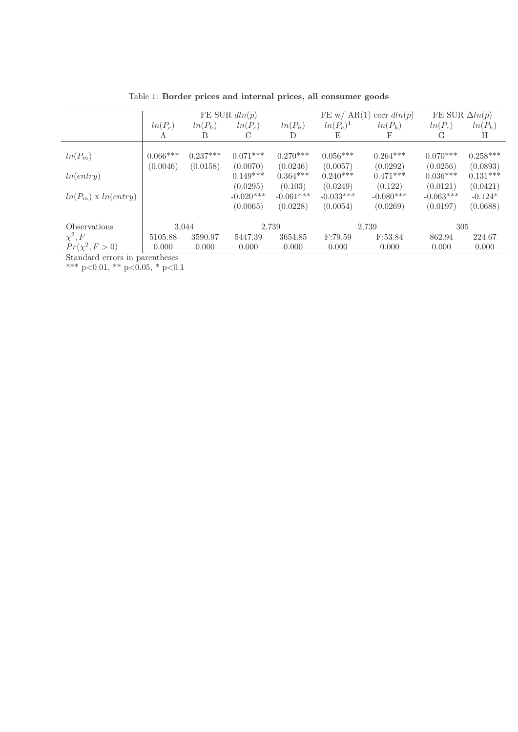Table 1: **Border prices and internal prices, all consumer goods**

| | FE SUR $dln(p)$ | | | | FE w/ AR(1) corr $dln(p)$ | | FE SUR $\Delta ln(p)$ | |
|---|---|---|---|---|---|---|---|---|
| | $ln(P_c)$ | $ln(P_h)$ | $ln(P_c)$ | $ln(P_h)$ | $ln(P_c)^1$ | $ln(P_h)$ | $ln(P_c)$ | $ln(P_h)$ |
| | A | B | C | D | E | F | G | H |
| $ln(P_m)$ | 0.066*** | 0.237*** | 0.071*** | 0.270*** | 0.056*** | 0.264*** | 0.070*** | 0.258*** |
| | (0.0046) | (0.0158) | (0.0070) | (0.0246) | (0.0057) | (0.0292) | (0.0256) | (0.0893) |
| $ln(entry)$ | | | 0.149*** | 0.364*** | 0.240*** | 0.471*** | 0.036*** | 0.131*** |
| | | | (0.0295) | (0.103) | (0.0249) | (0.122) | (0.0121) | (0.0421) |
| $ln(P_m)$ x $ln(entry)$ | | | -0.020*** | -0.061*** | -0.033*** | -0.080*** | -0.063*** | -0.124* |
| | | | (0.0065) | (0.0228) | (0.0054) | (0.0269) | (0.0197) | (0.0688) |
| Observations | 3,044 | | 2,739 | | 2,739 | | 305 | |
| $\chi^2, F$ | 5105.88 | 3590.97 | 5447.39 | 3654.85 | F:79.59 | F:53.84 | 862.94 | 224.67 |
| $Pr(\chi^2, F > 0)$ | 0.000 | 0.000 | 0.000 | 0.000 | 0.000 | 0.000 | 0.000 | 0.000 |

Standard errors in parentheses

*** p<0.01, ** p<0.05, * p<0.1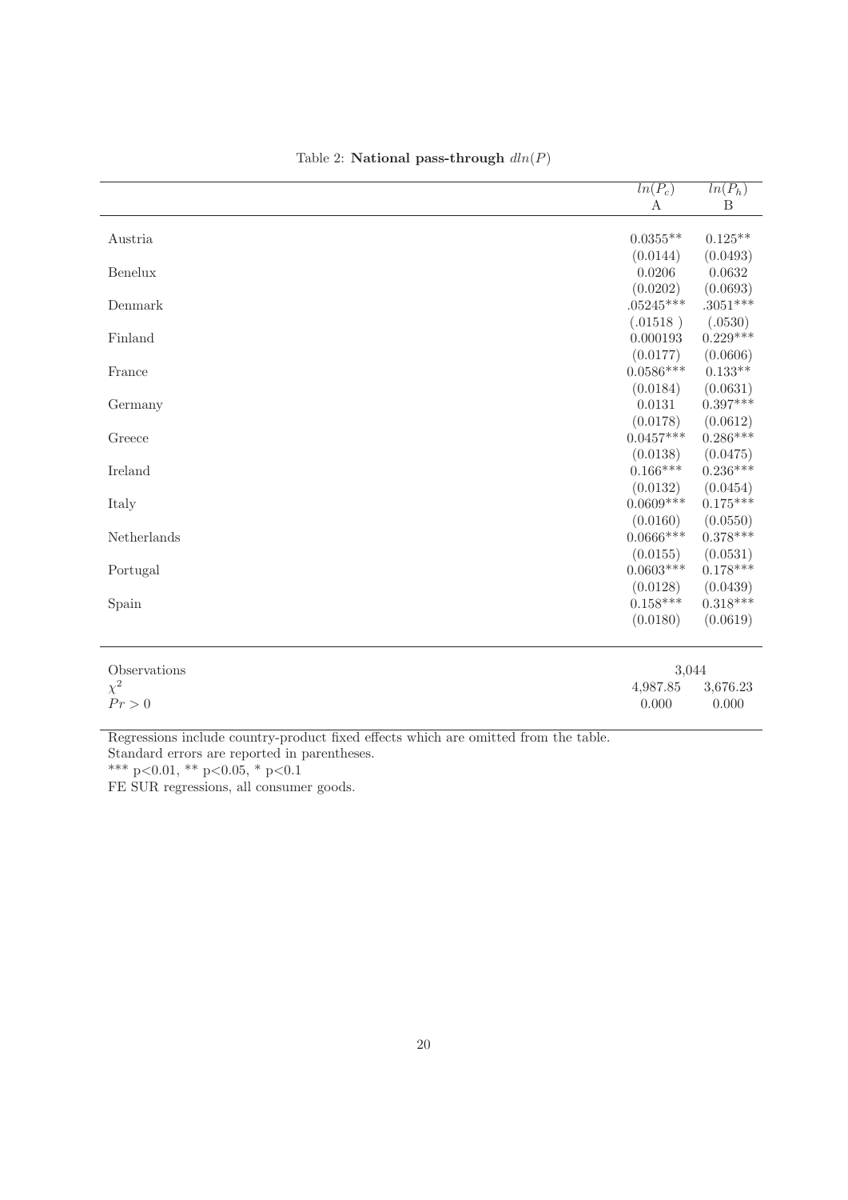Table 2: **National pass-through** $dln(P)$

| | $ln(P_c)$ | $ln(P_h)$ |
|---|---|---|
| | A | B |
| Austria | 0.0355** | 0.125** |
| | (0.0144) | (0.0493) |
| Benelux | 0.0206 | 0.0632 |
| | (0.0202) | (0.0693) |
| Denmark | .05245*** | .3051*** |
| | (.01518 ) | (.0530) |
| Finland | 0.000193 | 0.229*** |
| | (0.0177) | (0.0606) |
| France | 0.0586*** | 0.133** |
| | (0.0184) | (0.0631) |
| Germany | 0.0131 | 0.397*** |
| | (0.0178) | (0.0612) |
| Greece | 0.0457*** | 0.286*** |
| | (0.0138) | (0.0475) |
| Ireland | 0.166*** | 0.236*** |
| | (0.0132) | (0.0454) |
| Italy | 0.0609*** | 0.175*** |
| | (0.0160) | (0.0550) |
| Netherlands | 0.0666*** | 0.378*** |
| | (0.0155) | (0.0531) |
| Portugal | 0.0603*** | 0.178*** |
| | (0.0128) | (0.0439) |
| Spain | 0.158*** | 0.318*** |
| | (0.0180) | (0.0619) |
| Observations | 3,044 | |
| $\chi^2$ | 4,987.85 | 3,676.23 |
| $Pr > 0$ | 0.000 | 0.000 |

Regressions include country-product fixed effects which are omitted from the table.
Standard errors are reported in parentheses.
*** p<0.01, ** p<0.05, * p<0.1
FE SUR regressions, all consumer goods.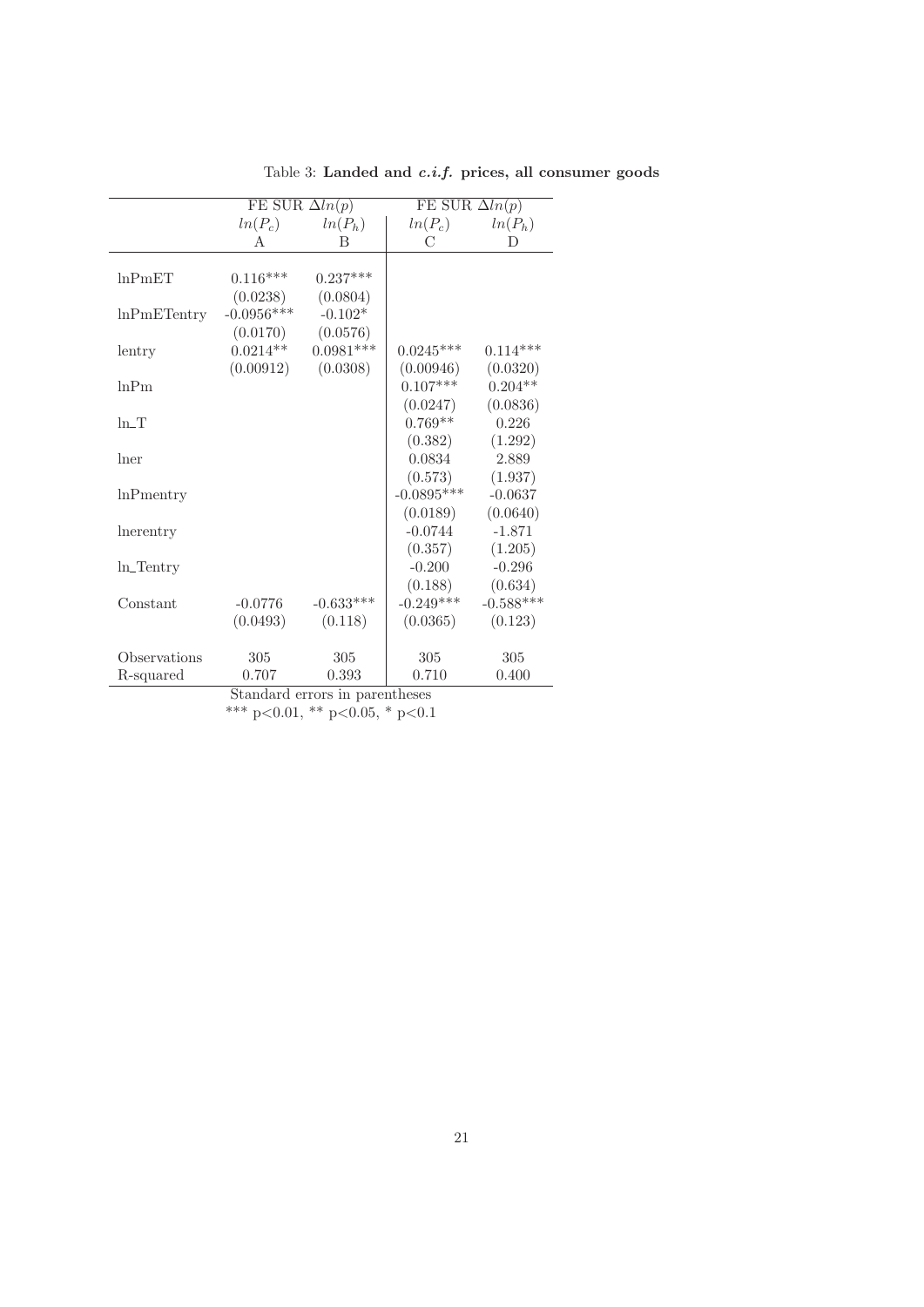Table 3: **Landed and *c.i.f.* prices, all consumer goods**

| | FE SUR $\Delta ln(p)$ | | FE SUR $\Delta ln(p)$ | |
|---|---|---|---|---|
| | $ln(P_c)$ | $ln(P_h)$ | $ln(P_c)$ | $ln(P_h)$ |
| | A | B | C | D |
| lnPmET | 0.116*** | 0.237*** | | |
| | (0.0238) | (0.0804) | | |
| lnPmETentry | -0.0956*** | -0.102* | | |
| | (0.0170) | (0.0576) | | |
| lentry | 0.0214** | 0.0981*** | 0.0245*** | 0.114*** |
| | (0.00912) | (0.0308) | (0.00946) | (0.0320) |
| lnPm | | | 0.107*** | 0.204** |
| | | | (0.0247) | (0.0836) |
| ln_T | | | 0.769** | 0.226 |
| | | | (0.382) | (1.292) |
| lner | | | 0.0834 | 2.889 |
| | | | (0.573) | (1.937) |
| lnPmentry | | | -0.0895*** | -0.0637 |
| | | | (0.0189) | (0.0640) |
| lnerentry | | | -0.0744 | -1.871 |
| | | | (0.357) | (1.205) |
| ln_Tentry | | | -0.200 | -0.296 |
| | | | (0.188) | (0.634) |
| Constant | -0.0776 | -0.633*** | -0.249*** | -0.588*** |
| | (0.0493) | (0.118) | (0.0365) | (0.123) |
| Observations | 305 | 305 | 305 | 305 |
| R-squared | 0.707 | 0.393 | 0.710 | 0.400 |

Standard errors in parentheses

*** p<0.01, ** p<0.05, * p<0.1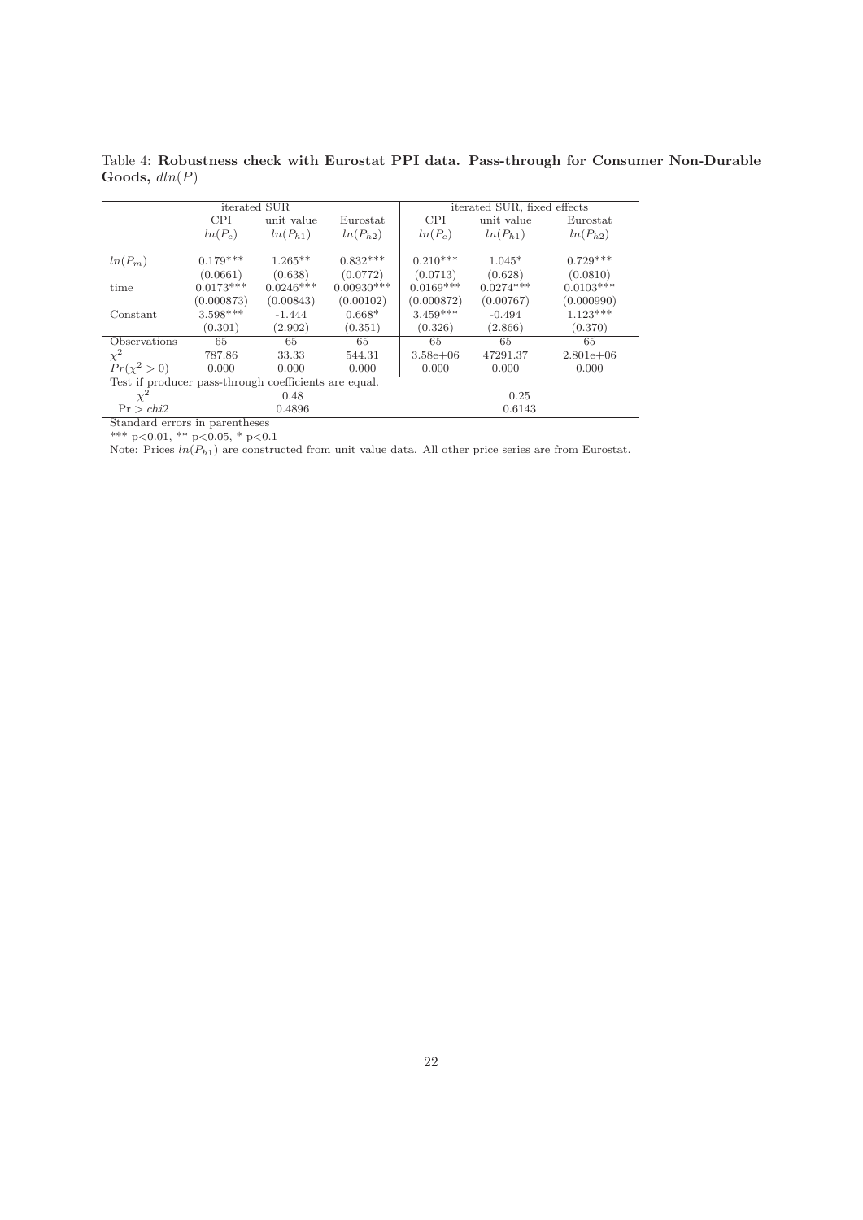Table 4: **Robustness check with Eurostat PPI data. Pass-through for Consumer Non-Durable Goods,** $dln(P)$

| | iterated SUR | | | iterated SUR, fixed effects | | |
|---|---|---|---|---|---|---|
| | CPI | unit value | Eurostat | CPI | unit value | Eurostat |
| | $ln(P_c)$ | $ln(P_{h1})$ | $ln(P_{h2})$ | $ln(P_c)$ | $ln(P_{h1})$ | $ln(P_{h2})$ |
| $ln(P_m)$ | 0.179*** | 1.265** | 0.832*** | 0.210*** | 1.045* | 0.729*** |
| | (0.0661) | (0.638) | (0.0772) | (0.0713) | (0.628) | (0.0810) |
| time | 0.0173*** | 0.0246*** | 0.00930*** | 0.0169*** | 0.0274*** | 0.0103*** |
| | (0.000873) | (0.00843) | (0.00102) | (0.000872) | (0.00767) | (0.000990) |
| Constant | 3.598*** | -1.444 | 0.668* | 3.459*** | -0.494 | 1.123*** |
| | (0.301) | (2.902) | (0.351) | (0.326) | (2.866) | (0.370) |
| Observations | 65 | 65 | 65 | 65 | 65 | 65 |
| $\chi^2$ | 787.86 | 33.33 | 544.31 | 3.58e+06 | 47291.37 | 2.801e+06 |
| $Pr(\chi^2 > 0)$ | 0.000 | 0.000 | 0.000 | 0.000 | 0.000 | 0.000 |
| Test if producer pass-through coefficients are equal. | | | | | | |
| $\chi^2$ | | 0.48 | | | 0.25 | |
| $\Pr > chi2$ | | 0.4896 | | | 0.6143 | |

Standard errors in parentheses

*** p<0.01, ** p<0.05, * p<0.1

Note: Prices $ln(P_{h1})$ are constructed from unit value data. All other price series are from Eurostat.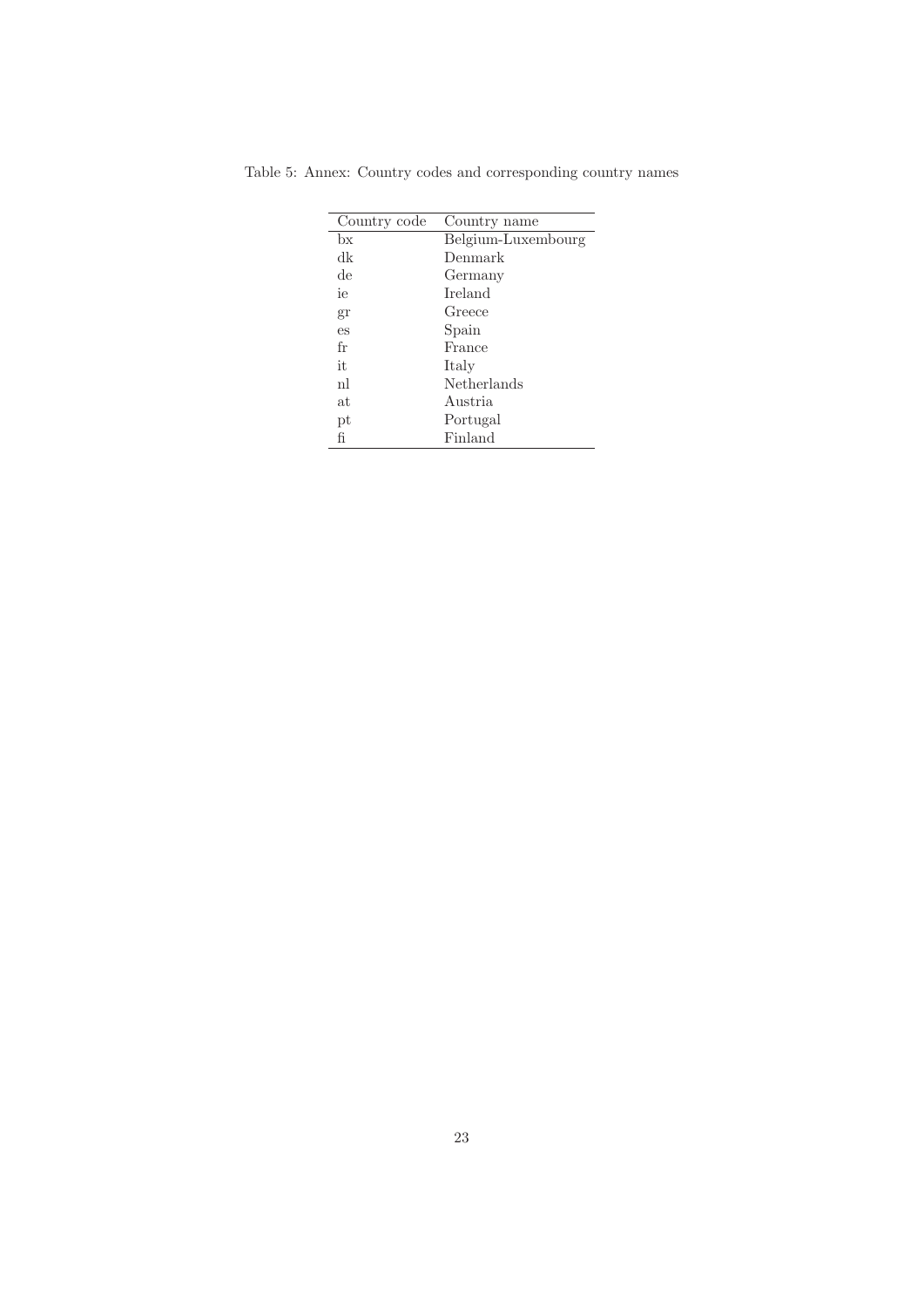Table 5: Annex: Country codes and corresponding country names

| Country code | Country name |
|---|---|
| bx | Belgium-Luxembourg |
| dk | Denmark |
| de | Germany |
| ie | Ireland |
| gr | Greece |
| es | Spain |
| fr | France |
| it | Italy |
| nl | Netherlands |
| at | Austria |
| pt | Portugal |
| fi | Finland |